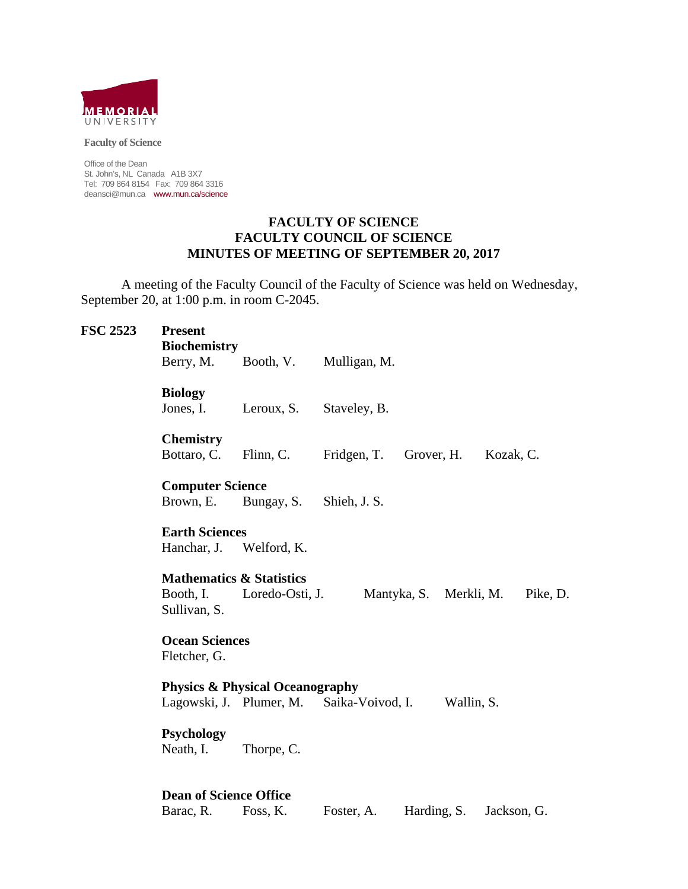MEMORIAL UNIVERSITY

**Faculty of Science**

Office of the Dean
St. John's, NL Canada A1B 3X7
Tel: 709 864 8154 Fax: 709 864 3316
deansci@mun.ca www.mun.ca/science

# FACULTY OF SCIENCE
# FACULTY COUNCIL OF SCIENCE
# MINUTES OF MEETING OF SEPTEMBER 20, 2017

A meeting of the Faculty Council of the Faculty of Science was held on Wednesday, September 20, at 1:00 p.m. in room C-2045.

**FSC 2523** **Present**

**Biochemistry**
Berry, M. Booth, V. Mulligan, M.

**Biology**
Jones, I. Leroux, S. Staveley, B.

**Chemistry**
Bottaro, C. Flinn, C. Fridgen, T. Grover, H. Kozak, C.

**Computer Science**
Brown, E. Bungay, S. Shieh, J. S.

**Earth Sciences**
Hanchar, J. Welford, K.

**Mathematics & Statistics**
Booth, I. Loredo-Osti, J. Mantyka, S. Merkli, M. Pike, D.
Sullivan, S.

**Ocean Sciences**
Fletcher, G.

**Physics & Physical Oceanography**
Lagowski, J. Plumer, M. Saika-Voivod, I. Wallin, S.

**Psychology**
Neath, I. Thorpe, C.

**Dean of Science Office**
Barac, R. Foss, K. Foster, A. Harding, S. Jackson, G.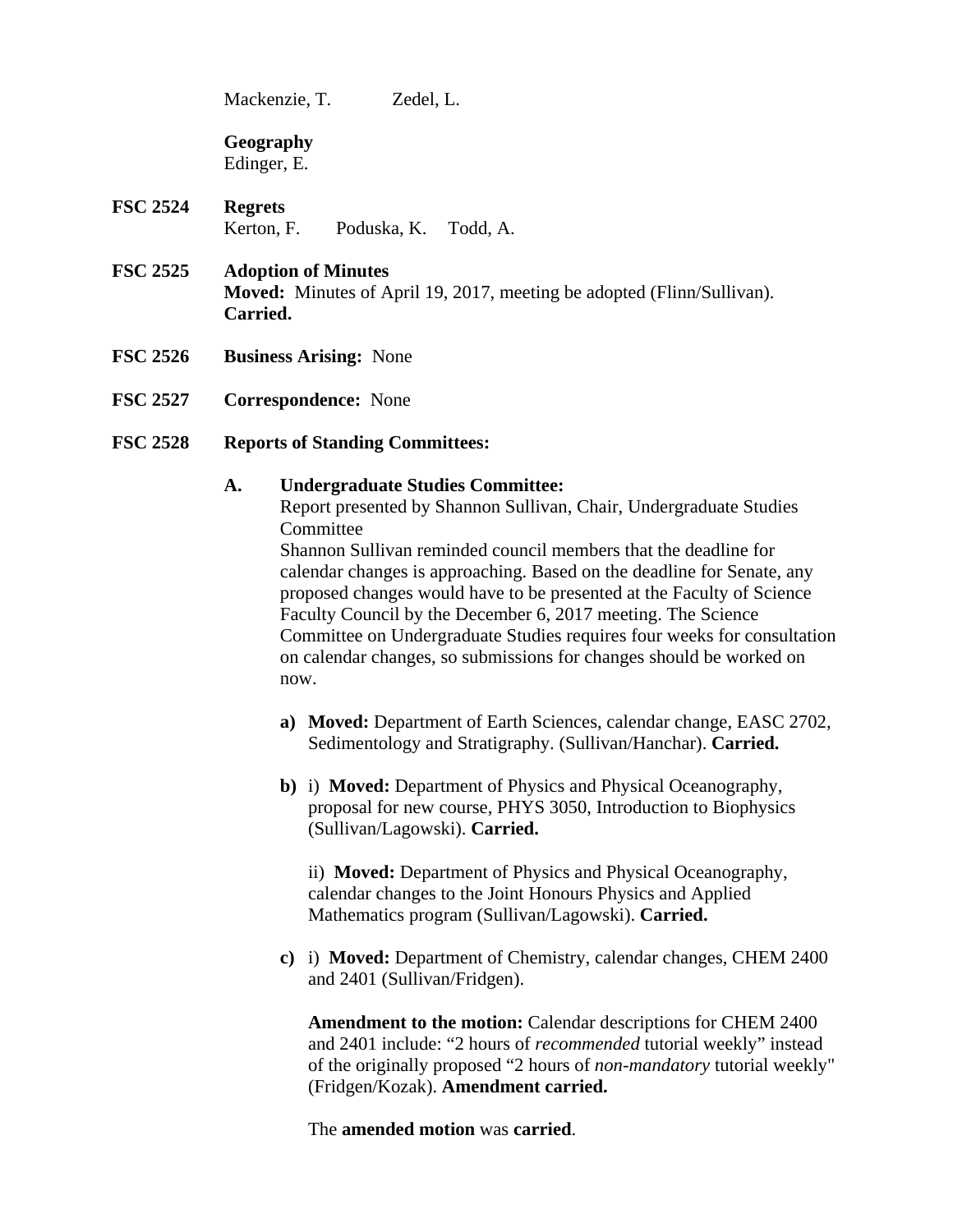Mackenzie, T. Zedel, L.

**Geography**
Edinger, E.

**FSC 2524 Regrets**
Kerton, F. Poduska, K. Todd, A.

**FSC 2525 Adoption of Minutes**
**Moved:** Minutes of April 19, 2017, meeting be adopted (Flinn/Sullivan).
**Carried.**

**FSC 2526 Business Arising:** None

**FSC 2527 Correspondence:** None

**FSC 2528 Reports of Standing Committees:**

**A. Undergraduate Studies Committee:**
Report presented by Shannon Sullivan, Chair, Undergraduate Studies Committee
Shannon Sullivan reminded council members that the deadline for calendar changes is approaching. Based on the deadline for Senate, any proposed changes would have to be presented at the Faculty of Science Faculty Council by the December 6, 2017 meeting. The Science Committee on Undergraduate Studies requires four weeks for consultation on calendar changes, so submissions for changes should be worked on now.

**a) Moved:** Department of Earth Sciences, calendar change, EASC 2702, Sedimentology and Stratigraphy. (Sullivan/Hanchar). **Carried.**

**b)** i) **Moved:** Department of Physics and Physical Oceanography, proposal for new course, PHYS 3050, Introduction to Biophysics (Sullivan/Lagowski). **Carried.**

ii) **Moved:** Department of Physics and Physical Oceanography, calendar changes to the Joint Honours Physics and Applied Mathematics program (Sullivan/Lagowski). **Carried.**

**c)** i) **Moved:** Department of Chemistry, calendar changes, CHEM 2400 and 2401 (Sullivan/Fridgen).

**Amendment to the motion:** Calendar descriptions for CHEM 2400 and 2401 include: "2 hours of *recommended* tutorial weekly" instead of the originally proposed "2 hours of *non-mandatory* tutorial weekly" (Fridgen/Kozak). **Amendment carried.**

The **amended motion** was **carried**.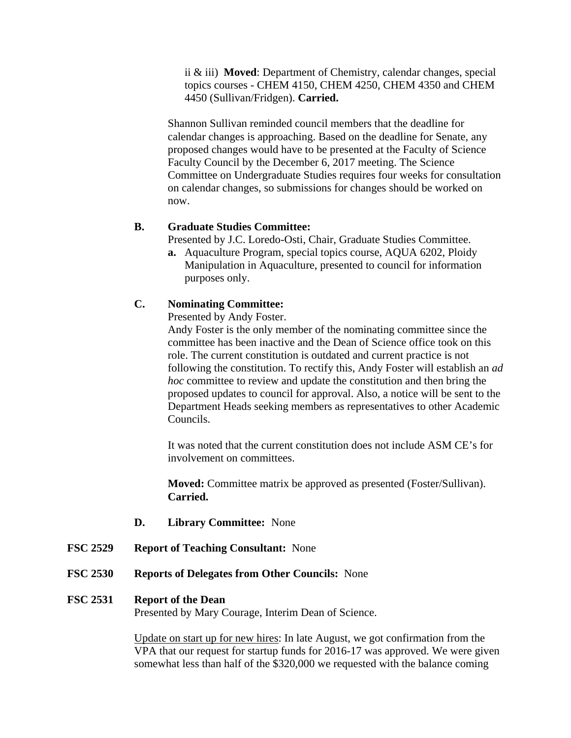ii & iii) **Moved**: Department of Chemistry, calendar changes, special topics courses - CHEM 4150, CHEM 4250, CHEM 4350 and CHEM 4450 (Sullivan/Fridgen). **Carried.**

Shannon Sullivan reminded council members that the deadline for calendar changes is approaching. Based on the deadline for Senate, any proposed changes would have to be presented at the Faculty of Science Faculty Council by the December 6, 2017 meeting. The Science Committee on Undergraduate Studies requires four weeks for consultation on calendar changes, so submissions for changes should be worked on now.

**B. Graduate Studies Committee:**

Presented by J.C. Loredo-Osti, Chair, Graduate Studies Committee.

**a.** Aquaculture Program, special topics course, AQUA 6202, Ploidy Manipulation in Aquaculture, presented to council for information purposes only.

**C. Nominating Committee:**

Presented by Andy Foster.

Andy Foster is the only member of the nominating committee since the committee has been inactive and the Dean of Science office took on this role. The current constitution is outdated and current practice is not following the constitution. To rectify this, Andy Foster will establish an *ad hoc* committee to review and update the constitution and then bring the proposed updates to council for approval. Also, a notice will be sent to the Department Heads seeking members as representatives to other Academic Councils.

It was noted that the current constitution does not include ASM CE's for involvement on committees.

**Moved:** Committee matrix be approved as presented (Foster/Sullivan). **Carried.**

**D. Library Committee:** None

**FSC 2529 Report of Teaching Consultant:** None

**FSC 2530 Reports of Delegates from Other Councils:** None

**FSC 2531 Report of the Dean**

Presented by Mary Courage, Interim Dean of Science.

Update on start up for new hires: In late August, we got confirmation from the VPA that our request for startup funds for 2016-17 was approved. We were given somewhat less than half of the $320,000 we requested with the balance coming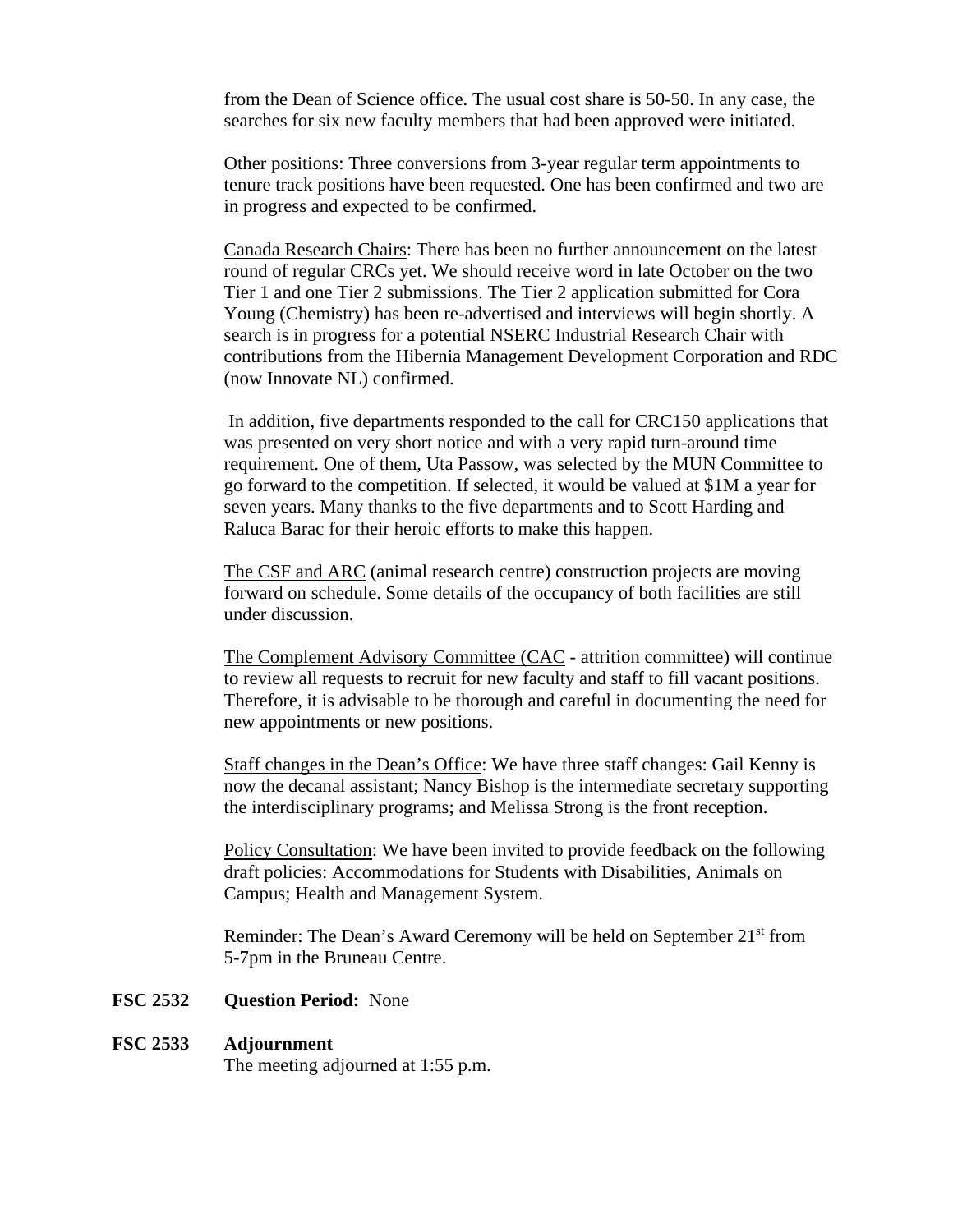from the Dean of Science office. The usual cost share is 50-50. In any case, the searches for six new faculty members that had been approved were initiated.

Other positions: Three conversions from 3-year regular term appointments to tenure track positions have been requested. One has been confirmed and two are in progress and expected to be confirmed.

Canada Research Chairs: There has been no further announcement on the latest round of regular CRCs yet. We should receive word in late October on the two Tier 1 and one Tier 2 submissions. The Tier 2 application submitted for Cora Young (Chemistry) has been re-advertised and interviews will begin shortly. A search is in progress for a potential NSERC Industrial Research Chair with contributions from the Hibernia Management Development Corporation and RDC (now Innovate NL) confirmed.

In addition, five departments responded to the call for CRC150 applications that was presented on very short notice and with a very rapid turn-around time requirement. One of them, Uta Passow, was selected by the MUN Committee to go forward to the competition. If selected, it would be valued at $1M a year for seven years. Many thanks to the five departments and to Scott Harding and Raluca Barac for their heroic efforts to make this happen.

The CSF and ARC (animal research centre) construction projects are moving forward on schedule. Some details of the occupancy of both facilities are still under discussion.

The Complement Advisory Committee (CAC - attrition committee) will continue to review all requests to recruit for new faculty and staff to fill vacant positions. Therefore, it is advisable to be thorough and careful in documenting the need for new appointments or new positions.

Staff changes in the Dean's Office: We have three staff changes: Gail Kenny is now the decanal assistant; Nancy Bishop is the intermediate secretary supporting the interdisciplinary programs; and Melissa Strong is the front reception.

Policy Consultation: We have been invited to provide feedback on the following draft policies: Accommodations for Students with Disabilities, Animals on Campus; Health and Management System.

Reminder: The Dean's Award Ceremony will be held on September 21st from 5-7pm in the Bruneau Centre.

**FSC 2532 Question Period:** None

**FSC 2533 Adjournment**

The meeting adjourned at 1:55 p.m.